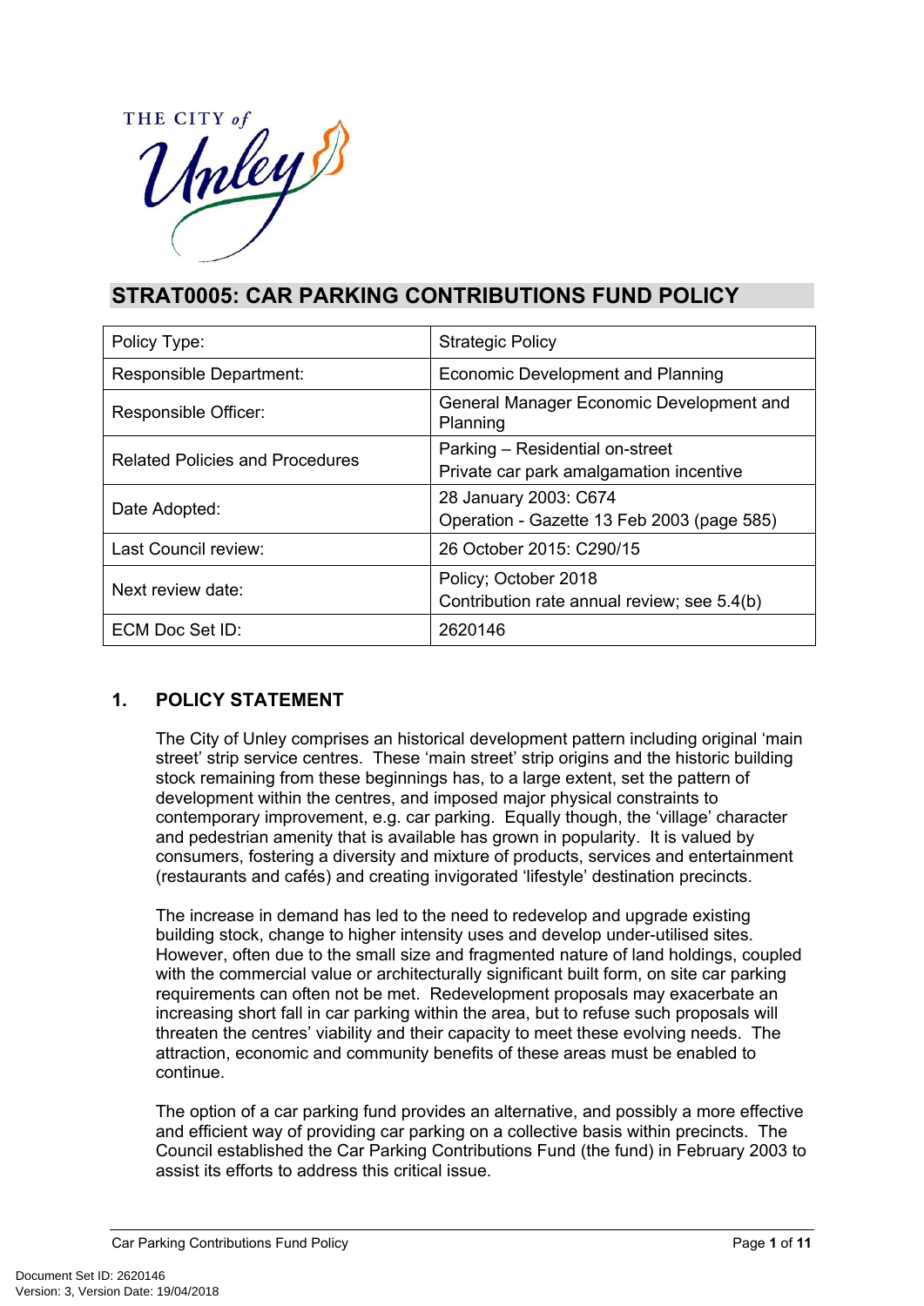# STRAT0005: CAR PARKING CONTRIBUTIONS FUND POLICY

| Policy Type: | Strategic Policy |
|---|---|
| Responsible Department: | Economic Development and Planning |
| Responsible Officer: | General Manager Economic Development and Planning |
| Related Policies and Procedures | Parking – Residential on-street<br>Private car park amalgamation incentive |
| Date Adopted: | 28 January 2003: C674<br>Operation - Gazette 13 Feb 2003 (page 585) |
| Last Council review: | 26 October 2015: C290/15 |
| Next review date: | Policy; October 2018<br>Contribution rate annual review; see 5.4(b) |
| ECM Doc Set ID: | 2620146 |

## 1. POLICY STATEMENT

The City of Unley comprises an historical development pattern including original 'main street' strip service centres. These 'main street' strip origins and the historic building stock remaining from these beginnings has, to a large extent, set the pattern of development within the centres, and imposed major physical constraints to contemporary improvement, e.g. car parking. Equally though, the 'village' character and pedestrian amenity that is available has grown in popularity. It is valued by consumers, fostering a diversity and mixture of products, services and entertainment (restaurants and cafés) and creating invigorated 'lifestyle' destination precincts.

The increase in demand has led to the need to redevelop and upgrade existing building stock, change to higher intensity uses and develop under-utilised sites. However, often due to the small size and fragmented nature of land holdings, coupled with the commercial value or architecturally significant built form, on site car parking requirements can often not be met. Redevelopment proposals may exacerbate an increasing short fall in car parking within the area, but to refuse such proposals will threaten the centres' viability and their capacity to meet these evolving needs. The attraction, economic and community benefits of these areas must be enabled to continue.

The option of a car parking fund provides an alternative, and possibly a more effective and efficient way of providing car parking on a collective basis within precincts. The Council established the Car Parking Contributions Fund (the fund) in February 2003 to assist its efforts to address this critical issue.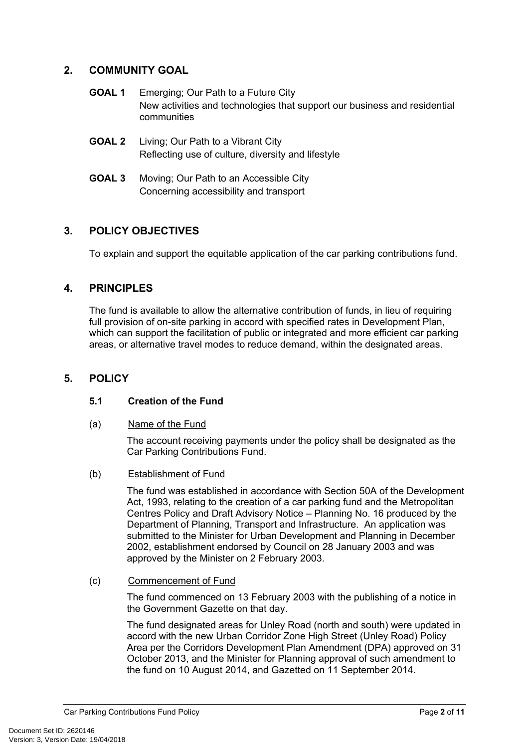## 2. COMMUNITY GOAL

**GOAL 1** Emerging; Our Path to a Future City
New activities and technologies that support our business and residential communities

**GOAL 2** Living; Our Path to a Vibrant City
Reflecting use of culture, diversity and lifestyle

**GOAL 3** Moving; Our Path to an Accessible City
Concerning accessibility and transport

## 3. POLICY OBJECTIVES

To explain and support the equitable application of the car parking contributions fund.

## 4. PRINCIPLES

The fund is available to allow the alternative contribution of funds, in lieu of requiring full provision of on-site parking in accord with specified rates in Development Plan, which can support the facilitation of public or integrated and more efficient car parking areas, or alternative travel modes to reduce demand, within the designated areas.

## 5. POLICY

### 5.1 Creation of the Fund

(a) Name of the Fund

The account receiving payments under the policy shall be designated as the Car Parking Contributions Fund.

(b) Establishment of Fund

The fund was established in accordance with Section 50A of the Development Act, 1993, relating to the creation of a car parking fund and the Metropolitan Centres Policy and Draft Advisory Notice – Planning No. 16 produced by the Department of Planning, Transport and Infrastructure. An application was submitted to the Minister for Urban Development and Planning in December 2002, establishment endorsed by Council on 28 January 2003 and was approved by the Minister on 2 February 2003.

(c) Commencement of Fund

The fund commenced on 13 February 2003 with the publishing of a notice in the Government Gazette on that day.

The fund designated areas for Unley Road (north and south) were updated in accord with the new Urban Corridor Zone High Street (Unley Road) Policy Area per the Corridors Development Plan Amendment (DPA) approved on 31 October 2013, and the Minister for Planning approval of such amendment to the fund on 10 August 2014, and Gazetted on 11 September 2014.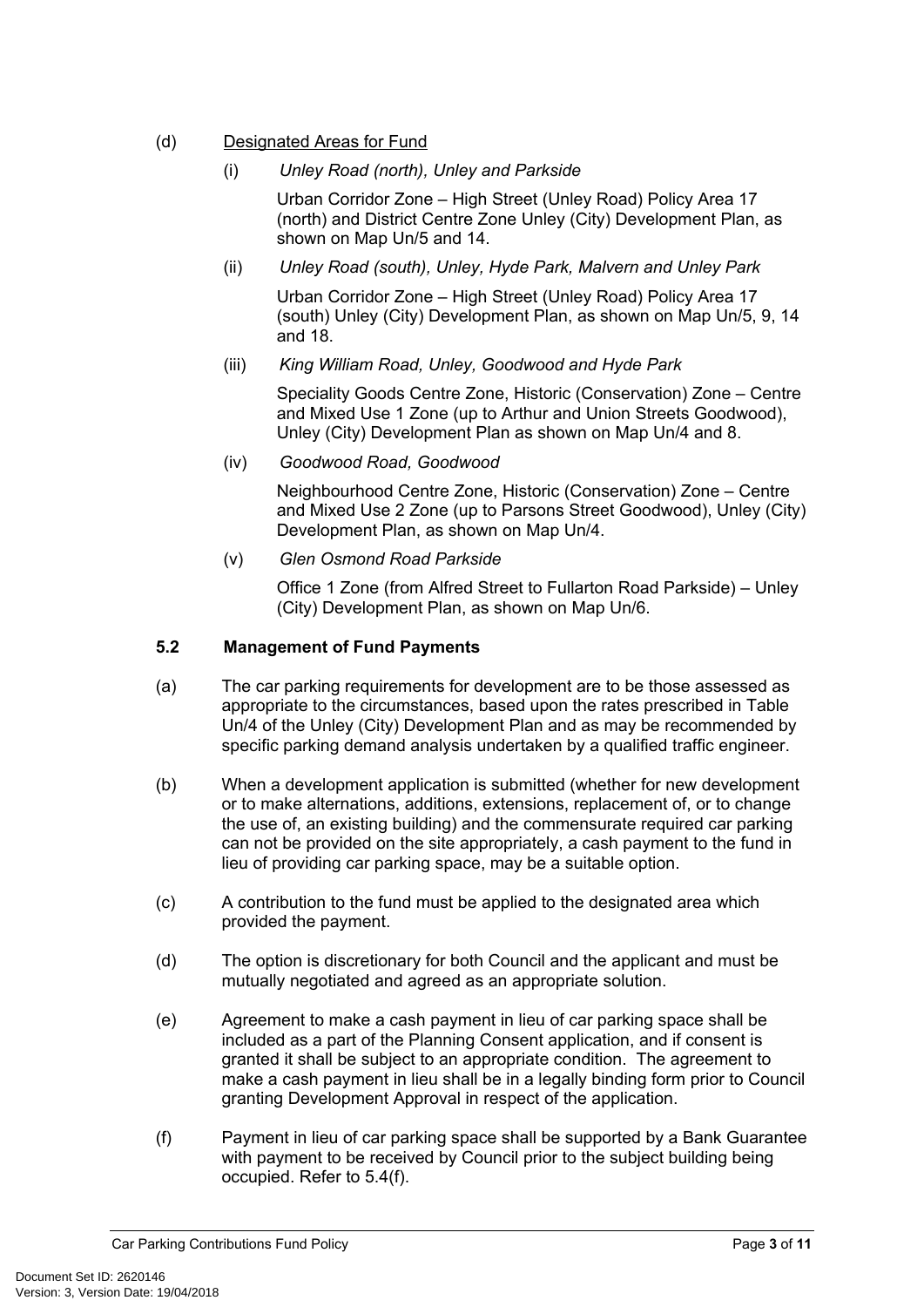(d) <u>Designated Areas for Fund</u>

(i) *Unley Road (north), Unley and Parkside*

Urban Corridor Zone – High Street (Unley Road) Policy Area 17 (north) and District Centre Zone Unley (City) Development Plan, as shown on Map Un/5 and 14.

(ii) *Unley Road (south), Unley, Hyde Park, Malvern and Unley Park*

Urban Corridor Zone – High Street (Unley Road) Policy Area 17 (south) Unley (City) Development Plan, as shown on Map Un/5, 9, 14 and 18.

(iii) *King William Road, Unley, Goodwood and Hyde Park*

Speciality Goods Centre Zone, Historic (Conservation) Zone – Centre and Mixed Use 1 Zone (up to Arthur and Union Streets Goodwood), Unley (City) Development Plan as shown on Map Un/4 and 8.

(iv) *Goodwood Road, Goodwood*

Neighbourhood Centre Zone, Historic (Conservation) Zone – Centre and Mixed Use 2 Zone (up to Parsons Street Goodwood), Unley (City) Development Plan, as shown on Map Un/4.

(v) *Glen Osmond Road Parkside*

Office 1 Zone (from Alfred Street to Fullarton Road Parkside) – Unley (City) Development Plan, as shown on Map Un/6.

### 5.2 Management of Fund Payments

(a) The car parking requirements for development are to be those assessed as appropriate to the circumstances, based upon the rates prescribed in Table Un/4 of the Unley (City) Development Plan and as may be recommended by specific parking demand analysis undertaken by a qualified traffic engineer.

(b) When a development application is submitted (whether for new development or to make alternations, additions, extensions, replacement of, or to change the use of, an existing building) and the commensurate required car parking can not be provided on the site appropriately, a cash payment to the fund in lieu of providing car parking space, may be a suitable option.

(c) A contribution to the fund must be applied to the designated area which provided the payment.

(d) The option is discretionary for both Council and the applicant and must be mutually negotiated and agreed as an appropriate solution.

(e) Agreement to make a cash payment in lieu of car parking space shall be included as a part of the Planning Consent application, and if consent is granted it shall be subject to an appropriate condition. The agreement to make a cash payment in lieu shall be in a legally binding form prior to Council granting Development Approval in respect of the application.

(f) Payment in lieu of car parking space shall be supported by a Bank Guarantee with payment to be received by Council prior to the subject building being occupied. Refer to 5.4(f).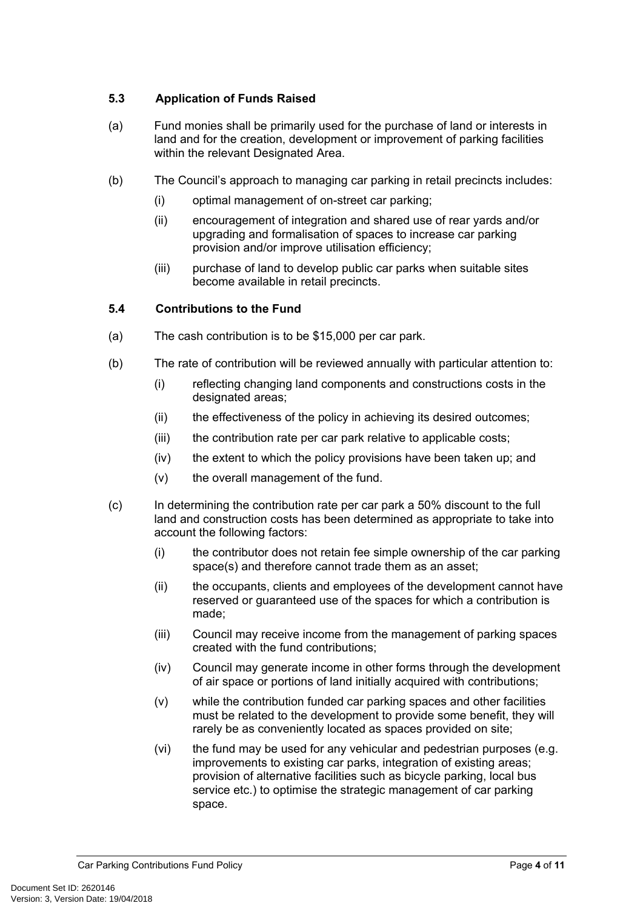### 5.3 Application of Funds Raised

(a) Fund monies shall be primarily used for the purchase of land or interests in land and for the creation, development or improvement of parking facilities within the relevant Designated Area.

(b) The Council's approach to managing car parking in retail precincts includes:

  (i) optimal management of on-street car parking;

  (ii) encouragement of integration and shared use of rear yards and/or upgrading and formalisation of spaces to increase car parking provision and/or improve utilisation efficiency;

  (iii) purchase of land to develop public car parks when suitable sites become available in retail precincts.

### 5.4 Contributions to the Fund

(a) The cash contribution is to be $15,000 per car park.

(b) The rate of contribution will be reviewed annually with particular attention to:

  (i) reflecting changing land components and constructions costs in the designated areas;

  (ii) the effectiveness of the policy in achieving its desired outcomes;

  (iii) the contribution rate per car park relative to applicable costs;

  (iv) the extent to which the policy provisions have been taken up; and

  (v) the overall management of the fund.

(c) In determining the contribution rate per car park a 50% discount to the full land and construction costs has been determined as appropriate to take into account the following factors:

  (i) the contributor does not retain fee simple ownership of the car parking space(s) and therefore cannot trade them as an asset;

  (ii) the occupants, clients and employees of the development cannot have reserved or guaranteed use of the spaces for which a contribution is made;

  (iii) Council may receive income from the management of parking spaces created with the fund contributions;

  (iv) Council may generate income in other forms through the development of air space or portions of land initially acquired with contributions;

  (v) while the contribution funded car parking spaces and other facilities must be related to the development to provide some benefit, they will rarely be as conveniently located as spaces provided on site;

  (vi) the fund may be used for any vehicular and pedestrian purposes (e.g. improvements to existing car parks, integration of existing areas; provision of alternative facilities such as bicycle parking, local bus service etc.) to optimise the strategic management of car parking space.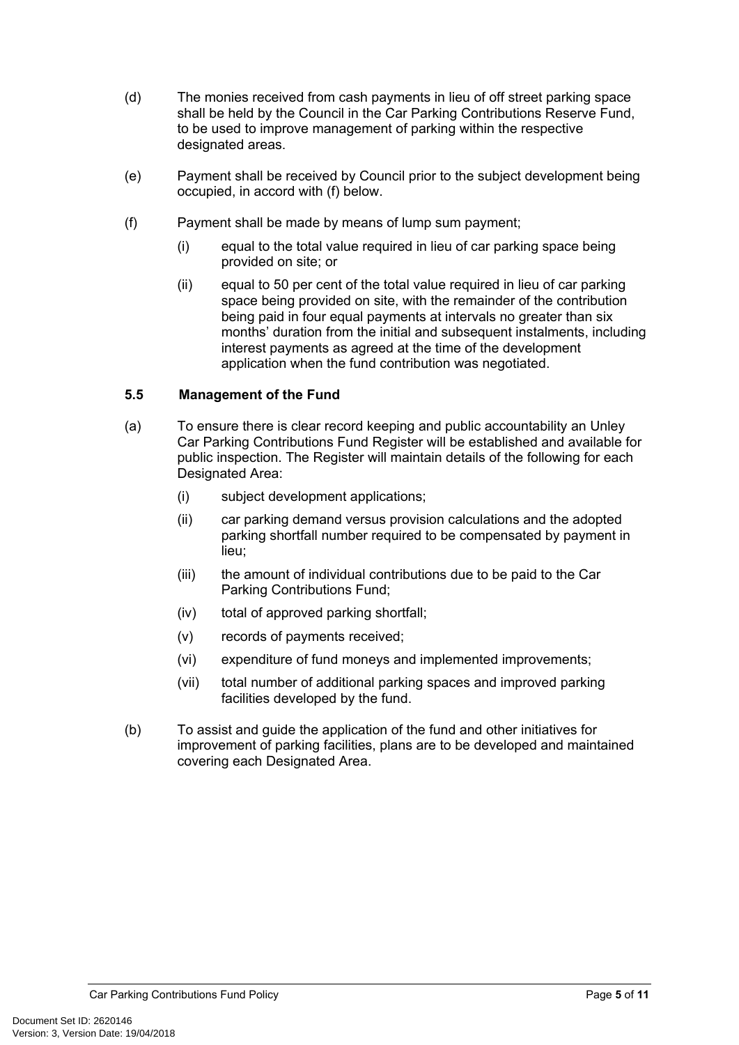(d) The monies received from cash payments in lieu of off street parking space shall be held by the Council in the Car Parking Contributions Reserve Fund, to be used to improve management of parking within the respective designated areas.

(e) Payment shall be received by Council prior to the subject development being occupied, in accord with (f) below.

(f) Payment shall be made by means of lump sum payment;

  (i) equal to the total value required in lieu of car parking space being provided on site; or

  (ii) equal to 50 per cent of the total value required in lieu of car parking space being provided on site, with the remainder of the contribution being paid in four equal payments at intervals no greater than six months' duration from the initial and subsequent instalments, including interest payments as agreed at the time of the development application when the fund contribution was negotiated.

### 5.5 Management of the Fund

(a) To ensure there is clear record keeping and public accountability an Unley Car Parking Contributions Fund Register will be established and available for public inspection. The Register will maintain details of the following for each Designated Area:

  (i) subject development applications;

  (ii) car parking demand versus provision calculations and the adopted parking shortfall number required to be compensated by payment in lieu;

  (iii) the amount of individual contributions due to be paid to the Car Parking Contributions Fund;

  (iv) total of approved parking shortfall;

  (v) records of payments received;

  (vi) expenditure of fund moneys and implemented improvements;

  (vii) total number of additional parking spaces and improved parking facilities developed by the fund.

(b) To assist and guide the application of the fund and other initiatives for improvement of parking facilities, plans are to be developed and maintained covering each Designated Area.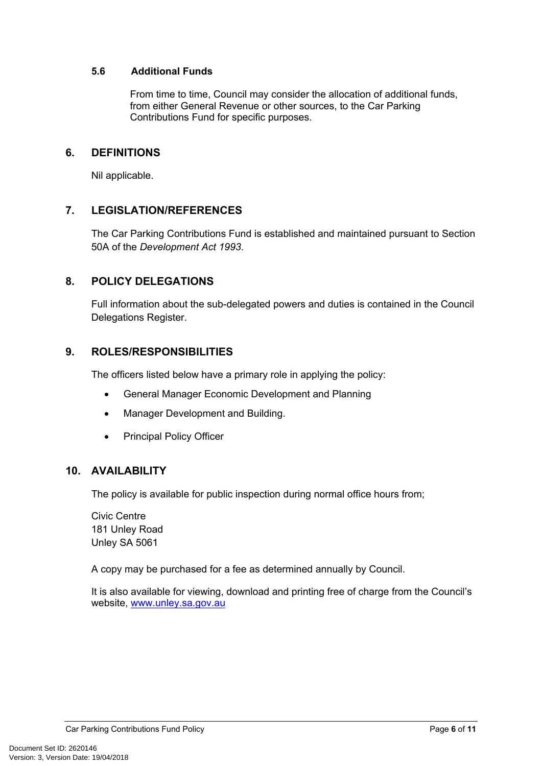### 5.6 Additional Funds

From time to time, Council may consider the allocation of additional funds, from either General Revenue or other sources, to the Car Parking Contributions Fund for specific purposes.

## 6. DEFINITIONS

Nil applicable.

## 7. LEGISLATION/REFERENCES

The Car Parking Contributions Fund is established and maintained pursuant to Section 50A of the *Development Act 1993*.

## 8. POLICY DELEGATIONS

Full information about the sub-delegated powers and duties is contained in the Council Delegations Register.

## 9. ROLES/RESPONSIBILITIES

The officers listed below have a primary role in applying the policy:

- General Manager Economic Development and Planning
- Manager Development and Building.
- Principal Policy Officer

## 10. AVAILABILITY

The policy is available for public inspection during normal office hours from;

Civic Centre
181 Unley Road
Unley SA 5061

A copy may be purchased for a fee as determined annually by Council.

It is also available for viewing, download and printing free of charge from the Council's website, [www.unley.sa.gov.au](http://www.unley.sa.gov.au)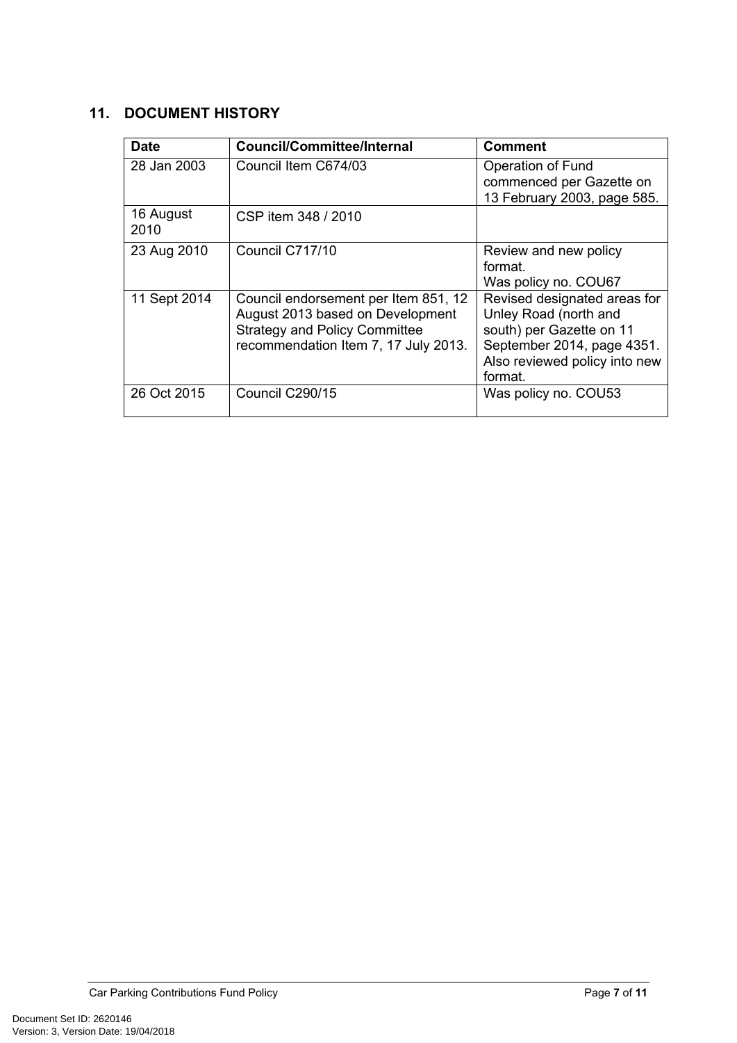## 11. DOCUMENT HISTORY

| Date | Council/Committee/Internal | Comment |
|---|---|---|
| 28 Jan 2003 | Council Item C674/03 | Operation of Fund commenced per Gazette on 13 February 2003, page 585. |
| 16 August 2010 | CSP item 348 / 2010 | |
| 23 Aug 2010 | Council C717/10 | Review and new policy format. Was policy no. COU67 |
| 11 Sept 2014 | Council endorsement per Item 851, 12 August 2013 based on Development Strategy and Policy Committee recommendation Item 7, 17 July 2013. | Revised designated areas for Unley Road (north and south) per Gazette on 11 September 2014, page 4351. Also reviewed policy into new format. |
| 26 Oct 2015 | Council C290/15 | Was policy no. COU53 |

Document Set ID: 2620146
Version: 3, Version Date: 19/04/2018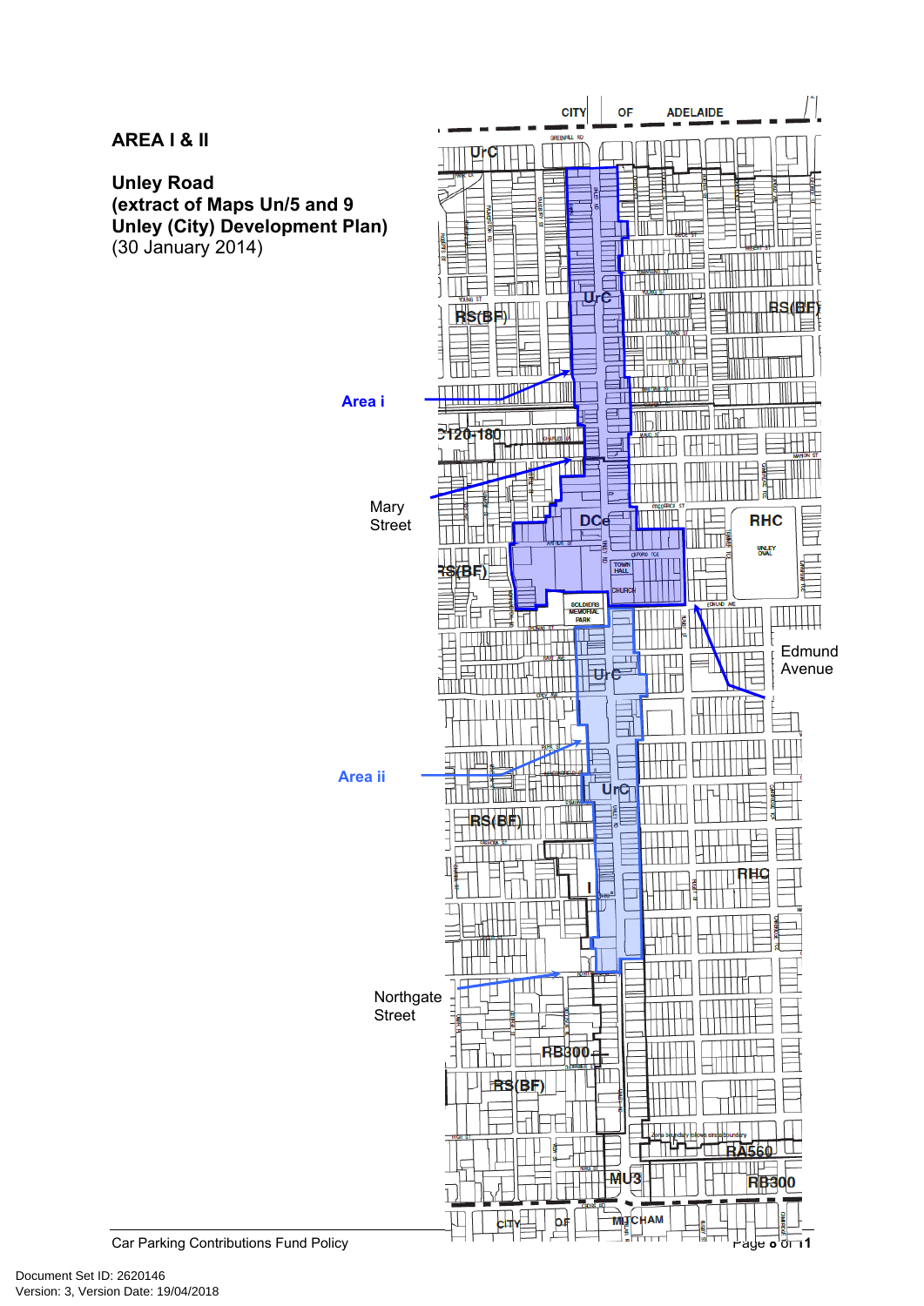## AREA I & II

**Unley Road**
**(extract of Maps Un/5 and 9**
**Unley (City) Development Plan)**
(30 January 2014)

Area i

Mary Street

Edmund Avenue

Area ii

Northgate Street

Car Parking Contributions Fund Policy

Document Set ID: 2620146
Version: 3, Version Date: 19/04/2018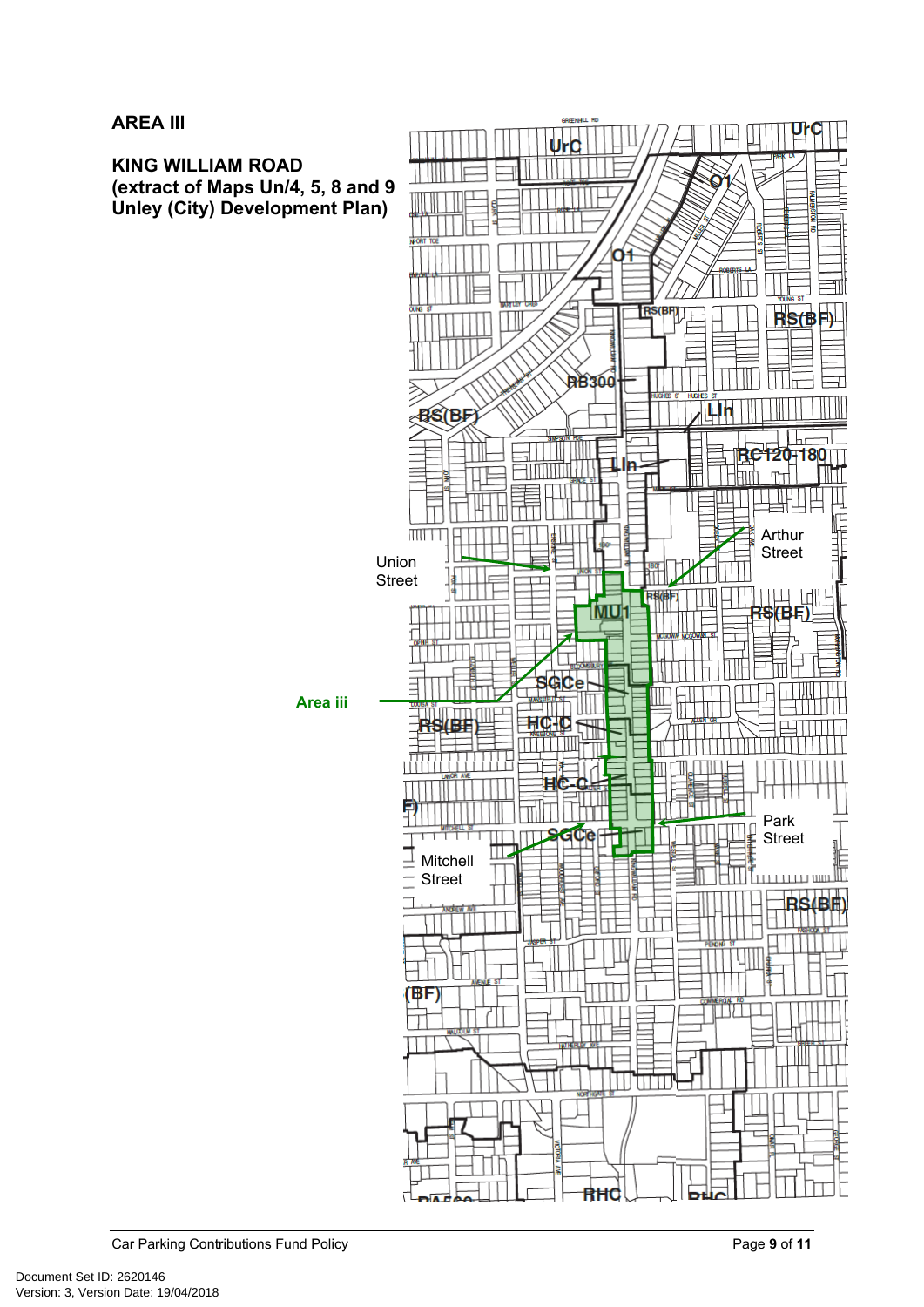**AREA III**

**KING WILLIAM ROAD**
**(extract of Maps Un/4, 5, 8 and 9 Unley (City) Development Plan)**

UrC

UrC

O1

O1

RS(BF)

RB300

RS(BF)

LIn

RC120-180

LIn

Arthur Street

Union Street

MU1

RS(BF)

RS(BF)

SGCe

Area iii

RS(BF)

HC-C

HC-C

SGCe

Park Street

Mitchell Street

RS(BF)

(BF)

RHC

RHC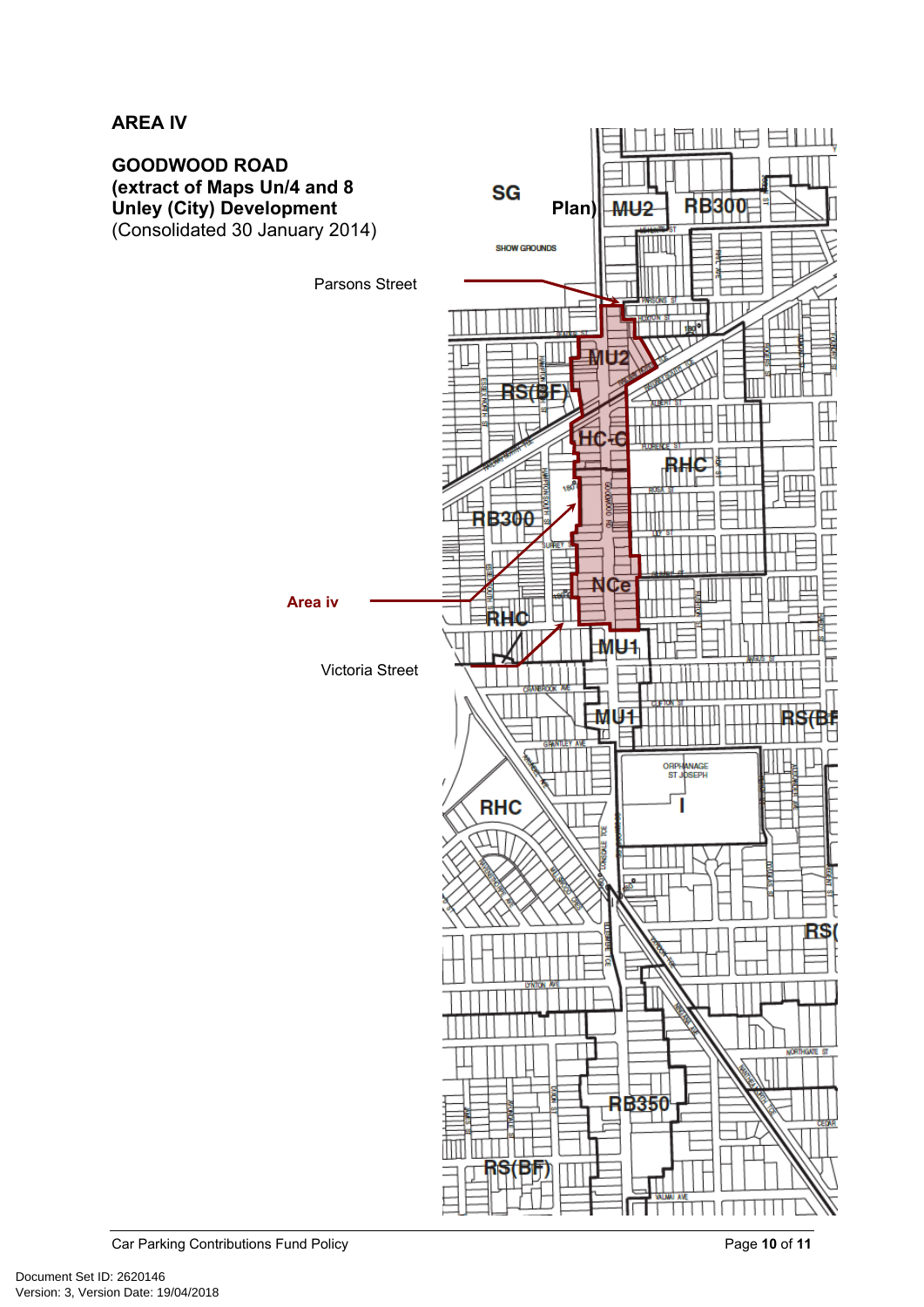## AREA IV

**GOODWOOD ROAD**
**(extract of Maps Un/4 and 8 Unley (City) Development Plan)**
(Consolidated 30 January 2014)

Parsons Street

**Area iv**

Victoria Street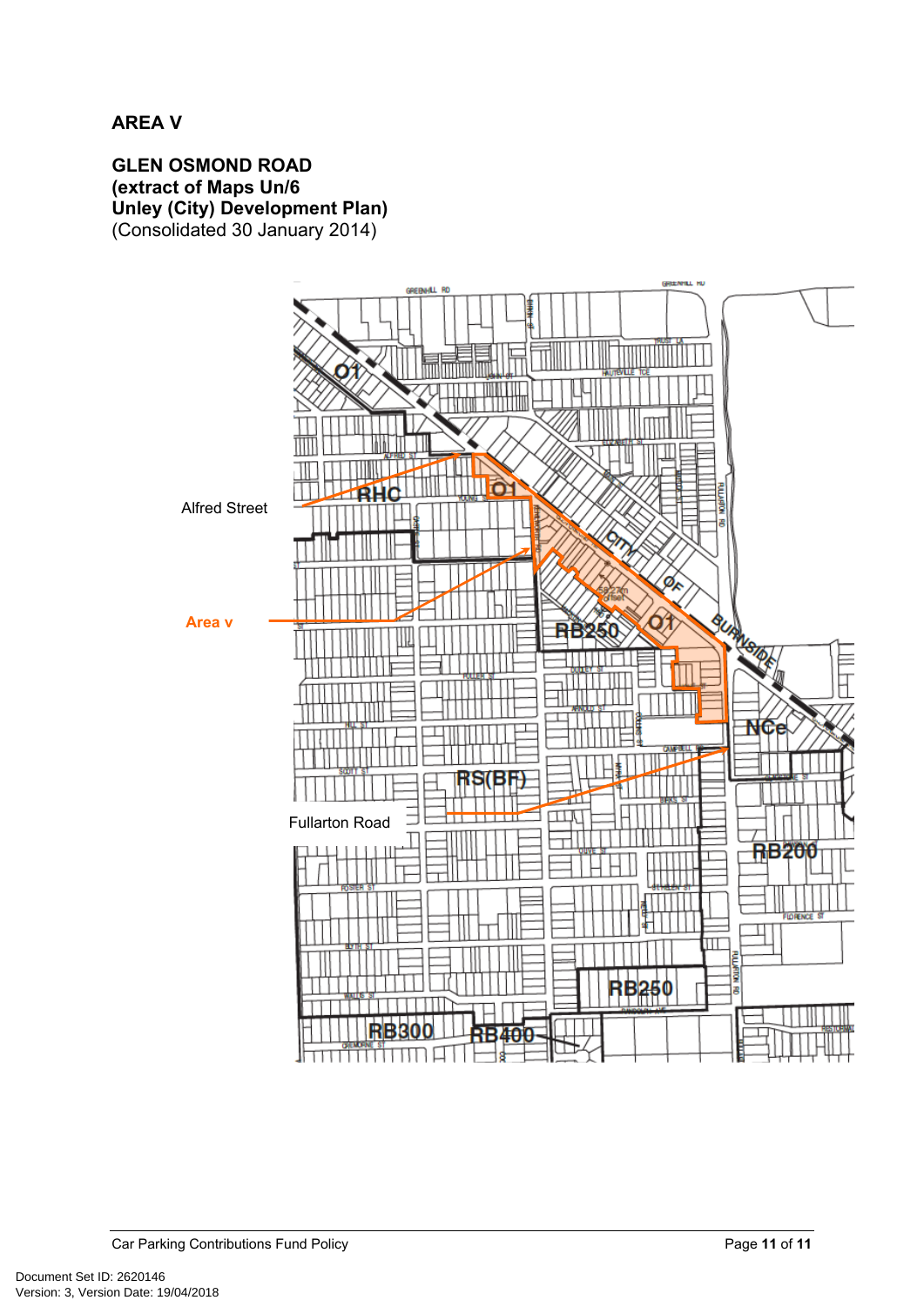**AREA V**

**GLEN OSMOND ROAD**
**(extract of Maps Un/6**
**Unley (City) Development Plan)**
(Consolidated 30 January 2014)

Alfred Street

Area v

Fullarton Road